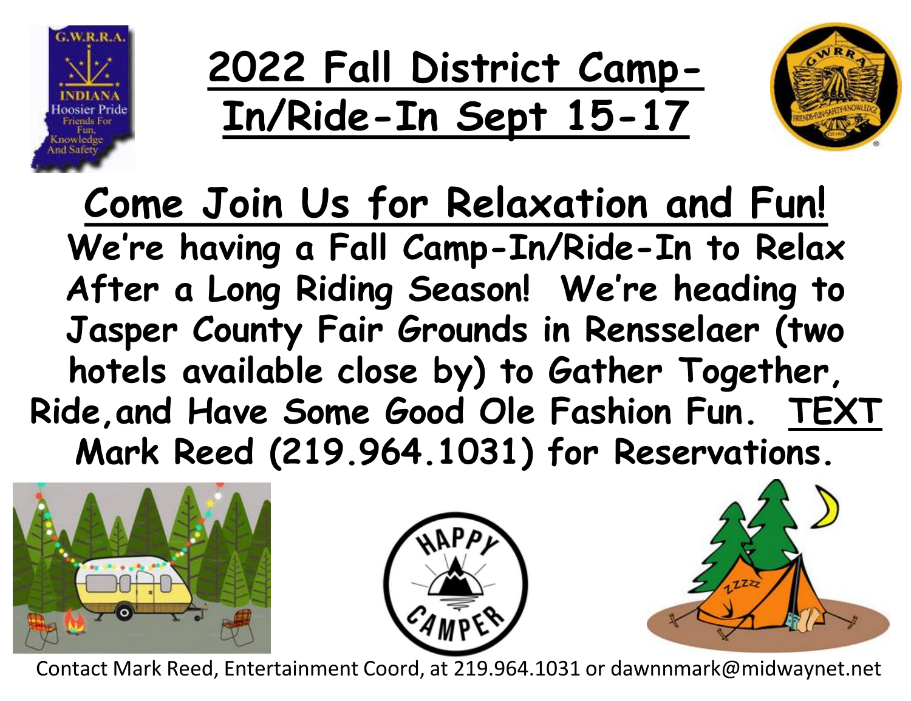# 2022 Fall District Camp-In/Ride-In Sept 15-17

## Come Join Us for Relaxation and Fun!

**We're having a Fall Camp-In/Ride-In to Relax After a Long Riding Season! We're heading to Jasper County Fair Grounds in Rensselaer (two hotels available close by) to Gather Together, Ride, and Have Some Good Ole Fashion Fun. TEXT Mark Reed (219.964.1031) for Reservations.**

Contact Mark Reed, Entertainment Coord, at 219.964.1031 or dawnnmark@midwaynet.net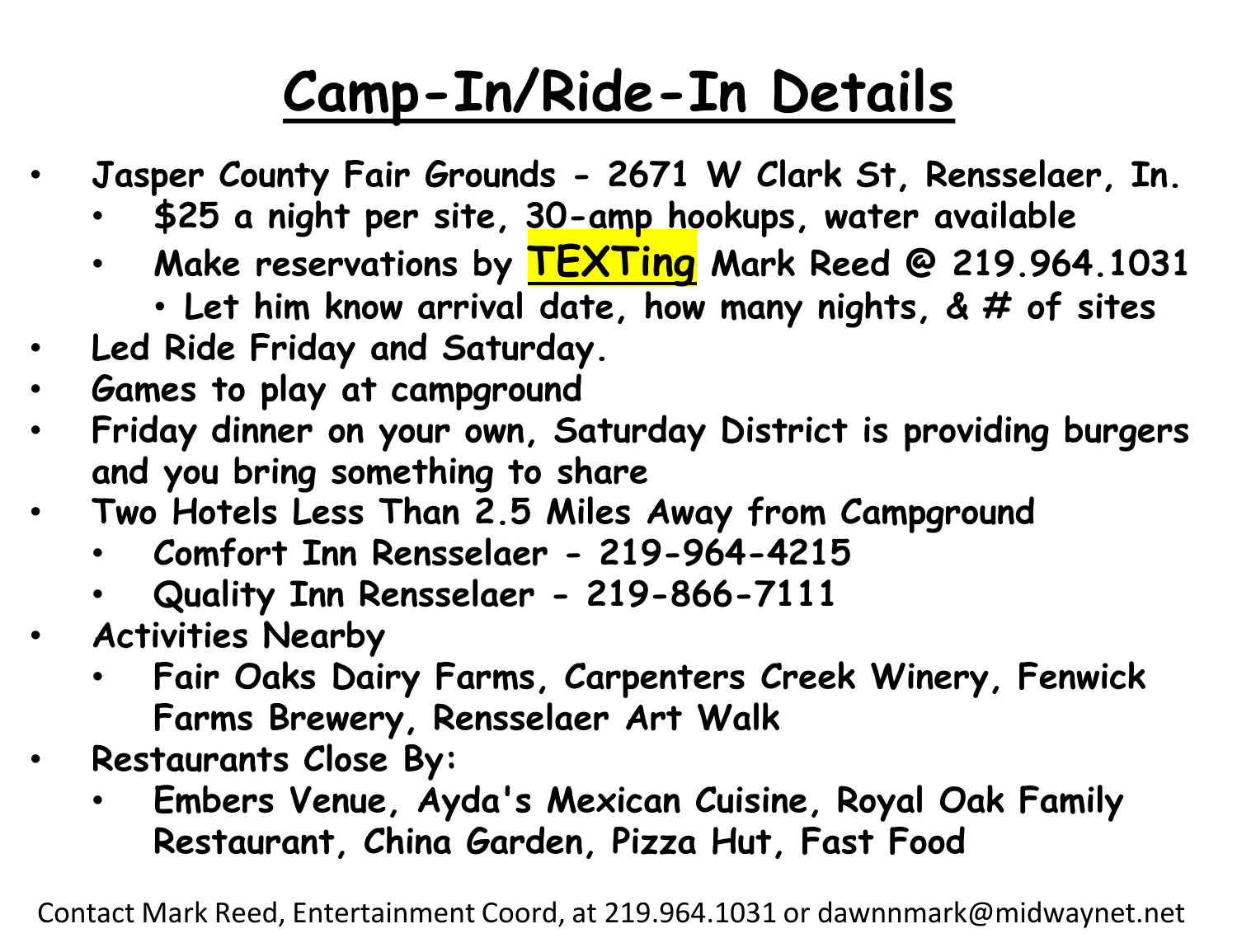# Camp-In/Ride-In Details

- Jasper County Fair Grounds - 2671 W Clark St, Rensselaer, In.
  - $25 a night per site, 30-amp hookups, water available
  - Make reservations by **TEXTing** Mark Reed @ 219.964.1031
    - Let him know arrival date, how many nights, & # of sites
- Led Ride Friday and Saturday.
- Games to play at campground
- Friday dinner on your own, Saturday District is providing burgers and you bring something to share
- Two Hotels Less Than 2.5 Miles Away from Campground
  - Comfort Inn Rensselaer - 219-964-4215
  - Quality Inn Rensselaer - 219-866-7111
- Activities Nearby
  - Fair Oaks Dairy Farms, Carpenters Creek Winery, Fenwick Farms Brewery, Rensselaer Art Walk
- Restaurants Close By:
  - Embers Venue, Ayda's Mexican Cuisine, Royal Oak Family Restaurant, China Garden, Pizza Hut, Fast Food

Contact Mark Reed, Entertainment Coord, at 219.964.1031 or dawnnmark@midwaynet.net